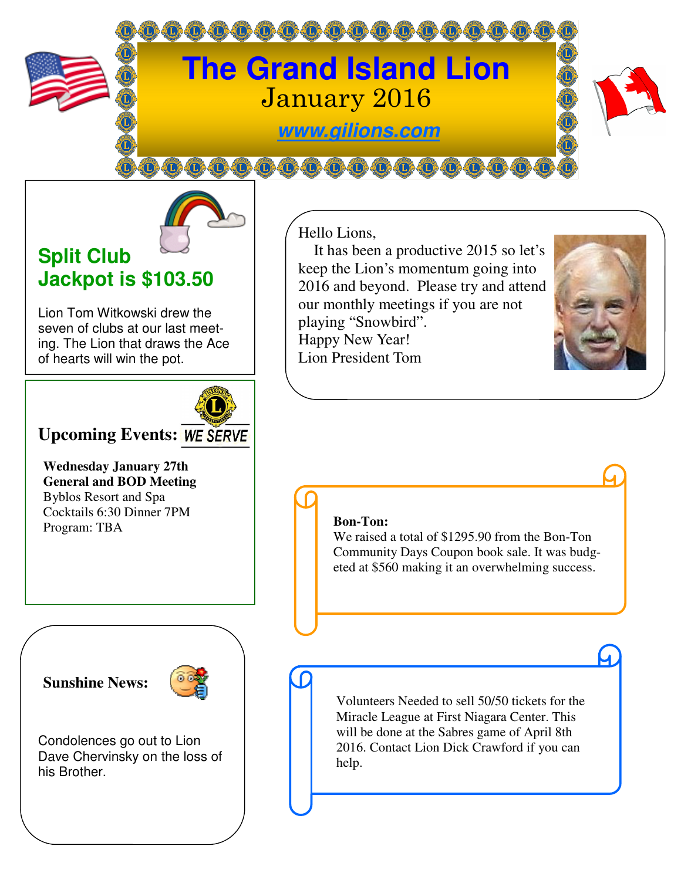# The Grand Island Lion

January 2016

www.gilions.com

## Split Club Jackpot is $103.50

Lion Tom Witkowski drew the seven of clubs at our last meeting. The Lion that draws the Ace of hearts will win the pot.

Hello Lions,

It has been a productive 2015 so let's keep the Lion's momentum going into 2016 and beyond. Please try and attend our monthly meetings if you are not playing "Snowbird".

Happy New Year!

Lion President Tom

## Upcoming Events:

WE SERVE

**Wednesday January 27th**
**General and BOD Meeting**
Byblos Resort and Spa
Cocktails 6:30 Dinner 7PM
Program: TBA

**Bon-Ton:**
We raised a total of $1295.90 from the Bon-Ton Community Days Coupon book sale. It was budgeted at $560 making it an overwhelming success.

## Sunshine News:

Condolences go out to Lion Dave Chervinsky on the loss of his Brother.

Volunteers Needed to sell 50/50 tickets for the Miracle League at First Niagara Center. This will be done at the Sabres game of April 8th 2016. Contact Lion Dick Crawford if you can help.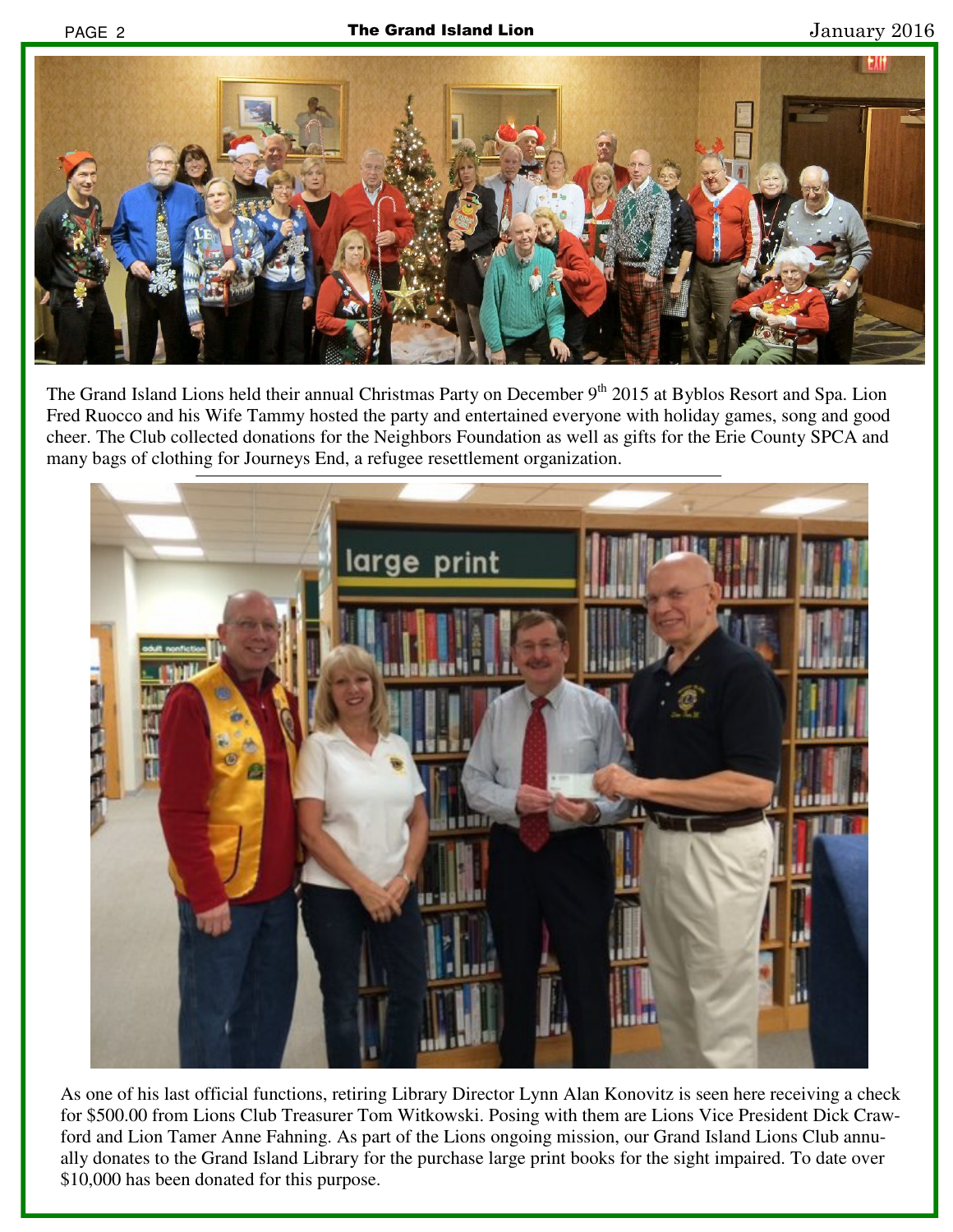The Grand Island Lions held their annual Christmas Party on December 9th 2015 at Byblos Resort and Spa. Lion Fred Ruocco and his Wife Tammy hosted the party and entertained everyone with holiday games, song and good cheer. The Club collected donations for the Neighbors Foundation as well as gifts for the Erie County SPCA and many bags of clothing for Journeys End, a refugee resettlement organization.

---

As one of his last official functions, retiring Library Director Lynn Alan Konovitz is seen here receiving a check for $500.00 from Lions Club Treasurer Tom Witkowski. Posing with them are Lions Vice President Dick Crawford and Lion Tamer Anne Fahning. As part of the Lions ongoing mission, our Grand Island Lions Club annually donates to the Grand Island Library for the purchase large print books for the sight impaired. To date over $10,000 has been donated for this purpose.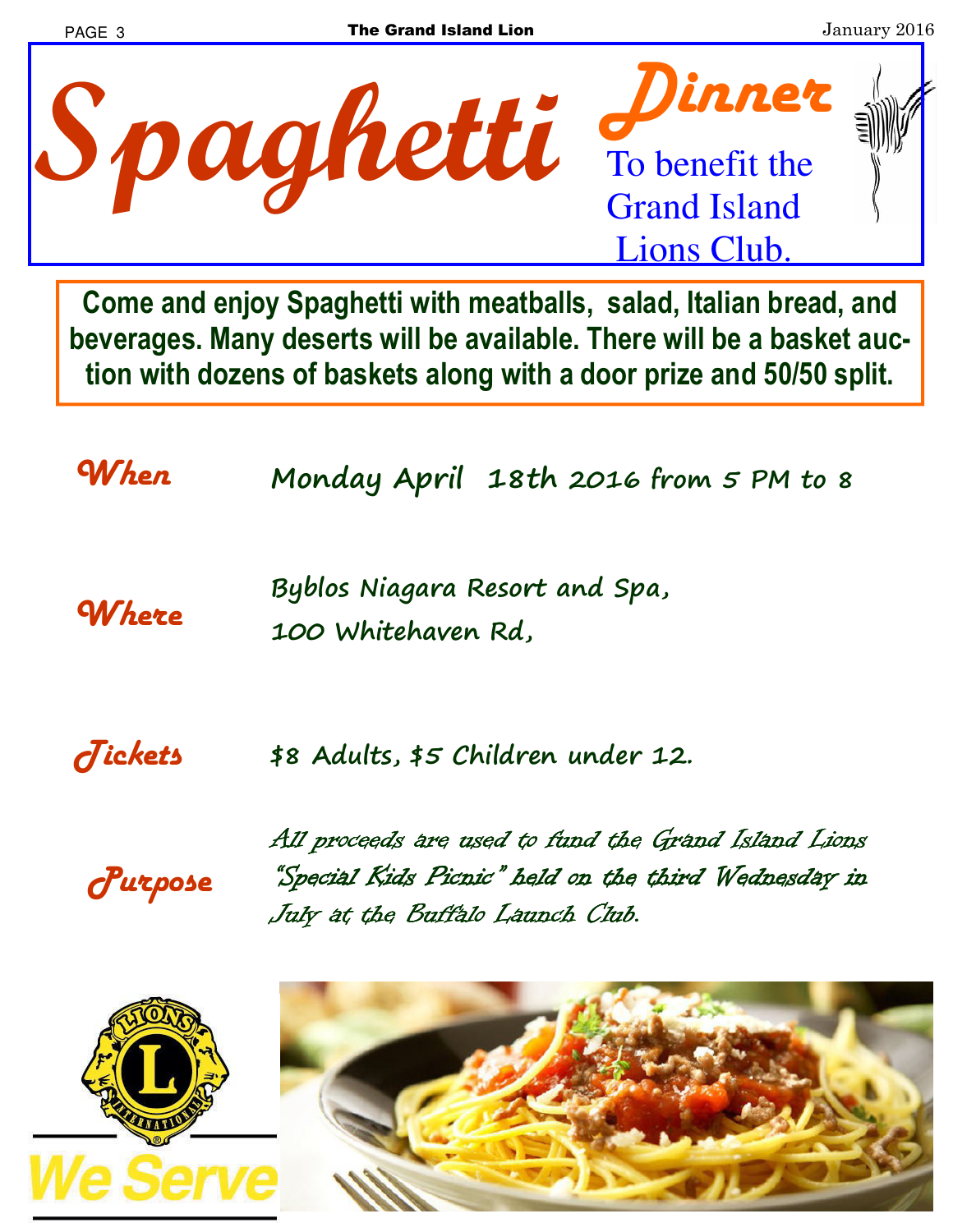# Spaghetti Dinner

To benefit the Grand Island Lions Club.

**Come and enjoy Spaghetti with meatballs, salad, Italian bread, and beverages. Many deserts will be available. There will be a basket auction with dozens of baskets along with a door prize and 50/50 split.**

**When** Monday April 18th 2016 from 5 PM to 8

**Where** Byblos Niagara Resort and Spa, 100 Whitehaven Rd,

**Tickets** $8 Adults, $5 Children under 12.

**Purpose** *All proceeds are used to fund the Grand Island Lions "Special Kids Picnic" held on the third Wednesday in July at the Buffalo Launch Club.*

LIONS INTERNATIONAL

We Serve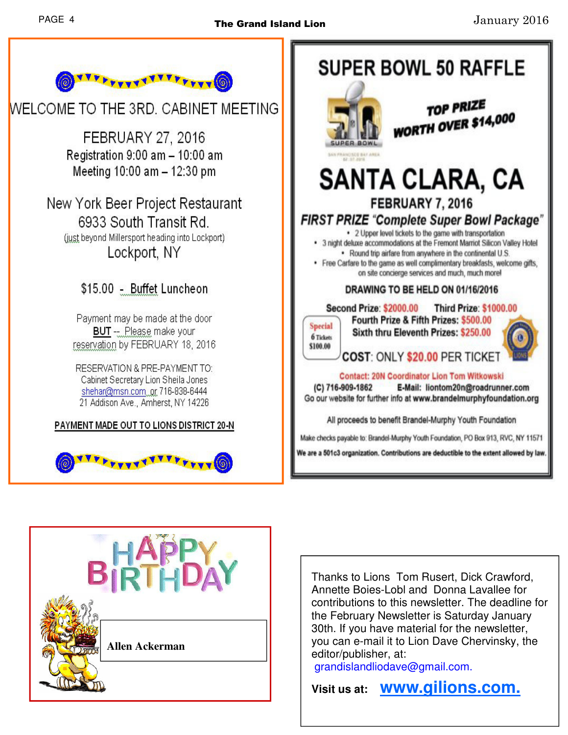## WELCOME TO THE 3RD. CABINET MEETING

FEBRUARY 27, 2016

Registration 9:00 am – 10:00 am

Meeting 10:00 am – 12:30 pm

New York Beer Project Restaurant

6933 South Transit Rd.

(just beyond Millersport heading into Lockport)

Lockport, NY

$15.00 - Buffet Luncheon

Payment may be made at the door

**BUT** -- Please make your reservation by FEBRUARY 18, 2016

RESERVATION & PRE-PAYMENT TO:

Cabinet Secretary Lion Sheila Jones

shehar@msn.com or 716-838-6444

21 Addison Ave., Amherst, NY 14226

**PAYMENT MADE OUT TO LIONS DISTRICT 20-N**

## SUPER BOWL 50 RAFFLE

**TOP PRIZE WORTH OVER $14,000**

## SANTA CLARA, CA

**FEBRUARY 7, 2016**

***FIRST PRIZE "Complete Super Bowl Package"***

- 2 Upper level tickets to the game with transportation
- 3 night deluxe accommodations at the Fremont Marriot Silicon Valley Hotel
- Round trip airfare from anywhere in the continental U.S.
- Free Carfare to the game as well complimentary breakfasts, welcome gifts, on site concierge services and much, much more!

**DRAWING TO BE HELD ON 01/16/2016**

**Second Prize: $2000.00** **Third Prize: $1000.00**

**Fourth Prize & Fifth Prizes: $500.00**

**Sixth thru Eleventh Prizes: $250.00**

Special 6 Tickets $100.00

**COST: ONLY $20.00 PER TICKET**

**Contact: 20N Coordinator Lion Tom Witkowski**

**(C) 716-909-1862** **E-Mail: liontom20n@roadrunner.com**

Go our website for further info at **www.brandelmurphyfoundation.org**

All proceeds to benefit Brandel-Murphy Youth Foundation

Make checks payable to: Brandel-Murphy Youth Foundation, PO Box 913, RVC, NY 11571

**We are a 501c3 organization. Contributions are deductible to the extent allowed by law.**

## HAPPY BIRTHDAY

**Allen Ackerman**

Thanks to Lions Tom Rusert, Dick Crawford, Annette Boies-Lobl and Donna Lavallee for contributions to this newsletter. The deadline for the February Newsletter is Saturday January 30th. If you have material for the newsletter, you can e-mail it to Lion Dave Chervinsky, the editor/publisher, at: grandislandliodave@gmail.com.

**Visit us at:** **www.gilions.com.**